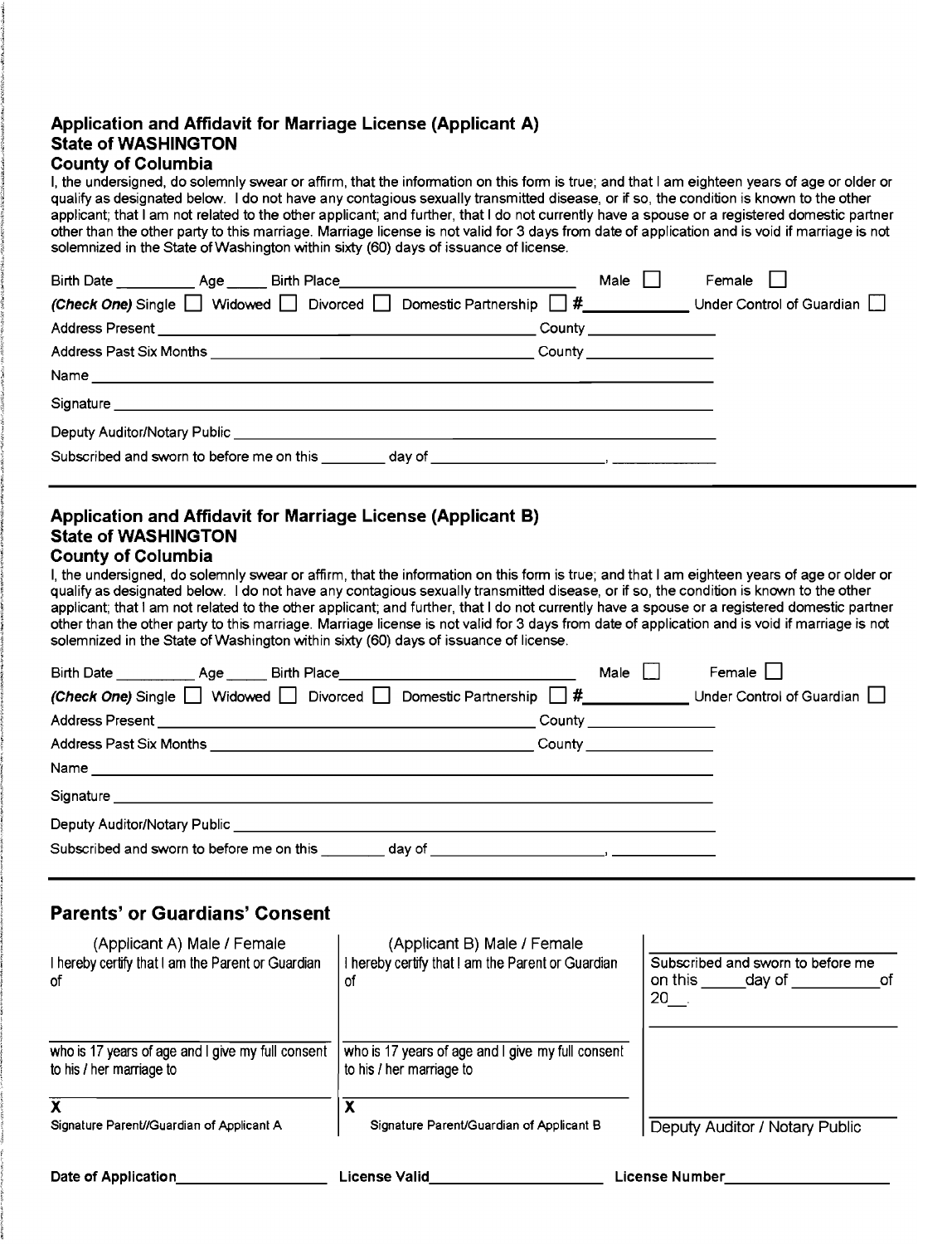## Application and Affidavit for Marriage License (Applicant A)
### State of WASHINGTON
### County of Columbia

I, the undersigned, do solemnly swear or affirm, that the information on this form is true; and that I am eighteen years of age or older or qualify as designated below. I do not have any contagious sexually transmitted disease, or if so, the condition is known to the other applicant; that I am not related to the other applicant; and further, that I do not currently have a spouse or a registered domestic partner other than the other party to this marriage. Marriage license is not valid for 3 days from date of application and is void if marriage is not solemnized in the State of Washington within sixty (60) days of issuance of license.

Birth Date __________ Age _____ Birth Place ____________________________ Male ☐ Female ☐

*(Check One)* Single ☐ Widowed ☐ Divorced ☐ Domestic Partnership ☐ #___________ Under Control of Guardian ☐

Address Present ______________________________________________ County _______________

Address Past Six Months ________________________________________ County _______________

Name ____________________________________________________________________

Signature _________________________________________________________________

Deputy Auditor/Notary Public ____________________________________________________

Subscribed and sworn to before me on this ________ day of ____________________, ____________

---

## Application and Affidavit for Marriage License (Applicant B)
### State of WASHINGTON
### County of Columbia

I, the undersigned, do solemnly swear or affirm, that the information on this form is true; and that I am eighteen years of age or older or qualify as designated below. I do not have any contagious sexually transmitted disease, or if so, the condition is known to the other applicant; that I am not related to the other applicant; and further, that I do not currently have a spouse or a registered domestic partner other than the other party to this marriage. Marriage license is not valid for 3 days from date of application and is void if marriage is not solemnized in the State of Washington within sixty (60) days of issuance of license.

Birth Date __________ Age _____ Birth Place ____________________________ Male ☐ Female ☐

*(Check One)* Single ☐ Widowed ☐ Divorced ☐ Domestic Partnership ☐ #___________ Under Control of Guardian ☐

Address Present ______________________________________________ County _______________

Address Past Six Months ________________________________________ County _______________

Name ____________________________________________________________________

Signature _________________________________________________________________

Deputy Auditor/Notary Public ____________________________________________________

Subscribed and sworn to before me on this ________ day of ____________________, ____________

---

## Parents' or Guardians' Consent

| (Applicant A) Male / Female | (Applicant B) Male / Female | |
|---|---|---|
| I hereby certify that I am the Parent or Guardian of | I hereby certify that I am the Parent or Guardian of | Subscribed and sworn to before me on this _____day of __________of 20__. |
| who is 17 years of age and I give my full consent to his / her marriage to | who is 17 years of age and I give my full consent to his / her marriage to | |
| X<br>Signature Parent//Guardian of Applicant A | X<br>Signature Parent/Guardian of Applicant B | Deputy Auditor / Notary Public |

**Date of Application**__________________ **License Valid**____________________ **License Number**__________________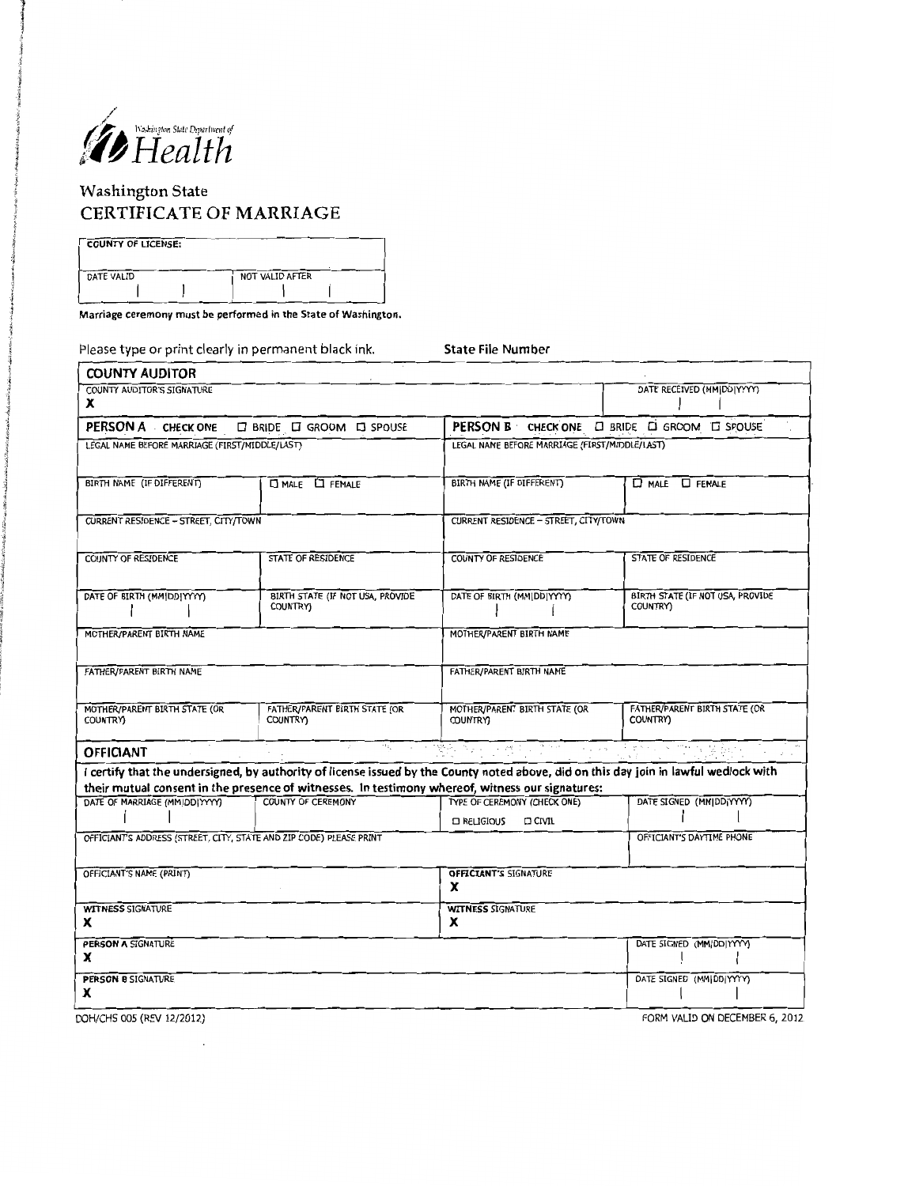Washington State Department of Health

# Washington State
## CERTIFICATE OF MARRIAGE

| COUNTY OF LICENSE: | |
|---|---|
| DATE VALID | NOT VALID AFTER |
| / / | / / |

**Marriage ceremony must be performed in the State of Washington.**

Please type or print clearly in permanent black ink. **State File Number**

| **COUNTY AUDITOR** | | | |
|---|---|---|---|
| COUNTY AUDITOR'S SIGNATURE<br>**X** | | | DATE RECEIVED (MM/DD/YYYY)<br>/ / |
| **PERSON A** CHECK ONE ☐ BRIDE ☐ GROOM ☐ SPOUSE | | **PERSON B** CHECK ONE ☐ BRIDE ☐ GROOM ☐ SPOUSE | |
| LEGAL NAME BEFORE MARRIAGE (FIRST/MIDDLE/LAST) | | LEGAL NAME BEFORE MARRIAGE (FIRST/MIDDLE/LAST) | |
| BIRTH NAME (IF DIFFERENT) | ☐ MALE ☐ FEMALE | BIRTH NAME (IF DIFFERENT) | ☐ MALE ☐ FEMALE |
| CURRENT RESIDENCE – STREET, CITY/TOWN | | CURRENT RESIDENCE – STREET, CITY/TOWN | |
| COUNTY OF RESIDENCE | STATE OF RESIDENCE | COUNTY OF RESIDENCE | STATE OF RESIDENCE |
| DATE OF BIRTH (MM/DD/YYYY)<br>/ / | BIRTH STATE (IF NOT USA, PROVIDE COUNTRY) | DATE OF BIRTH (MM/DD/YYYY)<br>/ / | BIRTH STATE (IF NOT USA, PROVIDE COUNTRY) |
| MOTHER/PARENT BIRTH NAME | | MOTHER/PARENT BIRTH NAME | |
| FATHER/PARENT BIRTH NAME | | FATHER/PARENT BIRTH NAME | |
| MOTHER/PARENT BIRTH STATE (OR COUNTRY) | FATHER/PARENT BIRTH STATE (OR COUNTRY) | MOTHER/PARENT BIRTH STATE (OR COUNTRY) | FATHER/PARENT BIRTH STATE (OR COUNTRY) |

**OFFICIANT**

**I certify that the undersigned, by authority of license issued by the County noted above, did on this day join in lawful wedlock with their mutual consent in the presence of witnesses. In testimony whereof, witness our signatures:**

| DATE OF MARRIAGE (MM/DD/YYYY) | COUNTY OF CEREMONY | TYPE OF CEREMONY (CHECK ONE) | DATE SIGNED (MM/DD/YYYY) |
|---|---|---|---|
| / / | | ☐ RELIGIOUS ☐ CIVIL | / / |
| OFFICIANT'S ADDRESS (STREET, CITY, STATE AND ZIP CODE) PLEASE PRINT | | | OFFICIANT'S DAYTIME PHONE |
| OFFICIANT'S NAME (PRINT) | | **OFFICIANT'S** SIGNATURE<br>**X** | |
| **WITNESS** SIGNATURE<br>**X** | | **WITNESS** SIGNATURE<br>**X** | |
| **PERSON A** SIGNATURE<br>**X** | | | DATE SIGNED (MM/DD/YYYY)<br>/ / |
| **PERSON B** SIGNATURE<br>**X** | | | DATE SIGNED (MM/DD/YYYY)<br>/ / |

DOH/CHS 005 (REV 12/2012) FORM VALID ON DECEMBER 6, 2012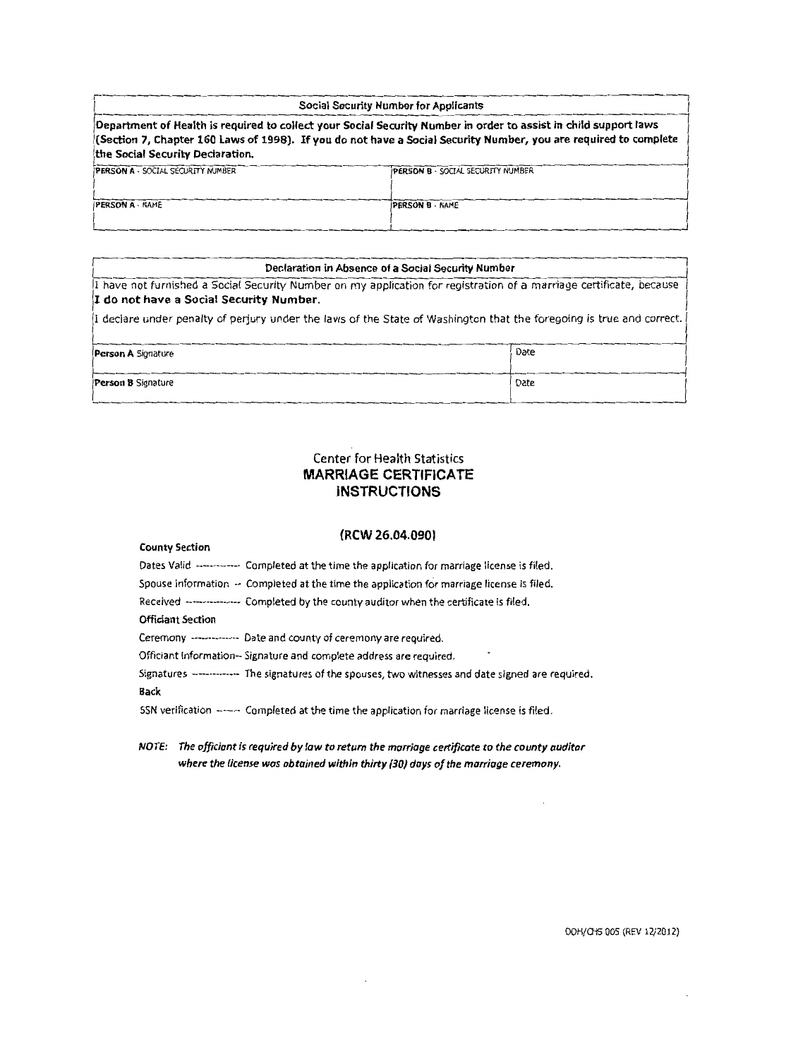| Social Security Number for Applicants | |
|---|---|
| **Department of Health is required to collect your Social Security Number in order to assist in child support laws (Section 7, Chapter 160 Laws of 1998). If you do not have a Social Security Number, you are required to complete the Social Security Declaration.** | |
| PERSON A - SOCIAL SECURITY NUMBER | PERSON B - SOCIAL SECURITY NUMBER |
| PERSON A - NAME | PERSON B - NAME |

| Declaration in Absence of a Social Security Number | |
|---|---|
| I have not furnished a Social Security Number on my application for registration of a marriage certificate, because **I do not have a Social Security Number.** | |
| I declare under penalty of perjury under the laws of the State of Washington that the foregoing is true and correct. | |
| **Person A** Signature | Date |
| **Person B** Signature | Date |

## Center for Health Statistics
## MARRIAGE CERTIFICATE INSTRUCTIONS

### (RCW 26.04.090)

**County Section**

Dates Valid ------------ Completed at the time the application for marriage license is filed.

Spouse Information -- Completed at the time the application for marriage license is filed.

Received --------------- Completed by the county auditor when the certificate is filed.

**Officiant Section**

Ceremony -------------- Date and county of ceremony are required.

Officiant Information-- Signature and complete address are required.

Signatures ------------- The signatures of the spouses, two witnesses and date signed are required.

**Back**

SSN verification ------ Completed at the time the application for marriage license is filed.

*NOTE: The officiant is required by law to return the marriage certificate to the county auditor where the license was obtained within thirty (30) days of the marriage ceremony.*

DOH/CHS 005 (REV 12/2012)